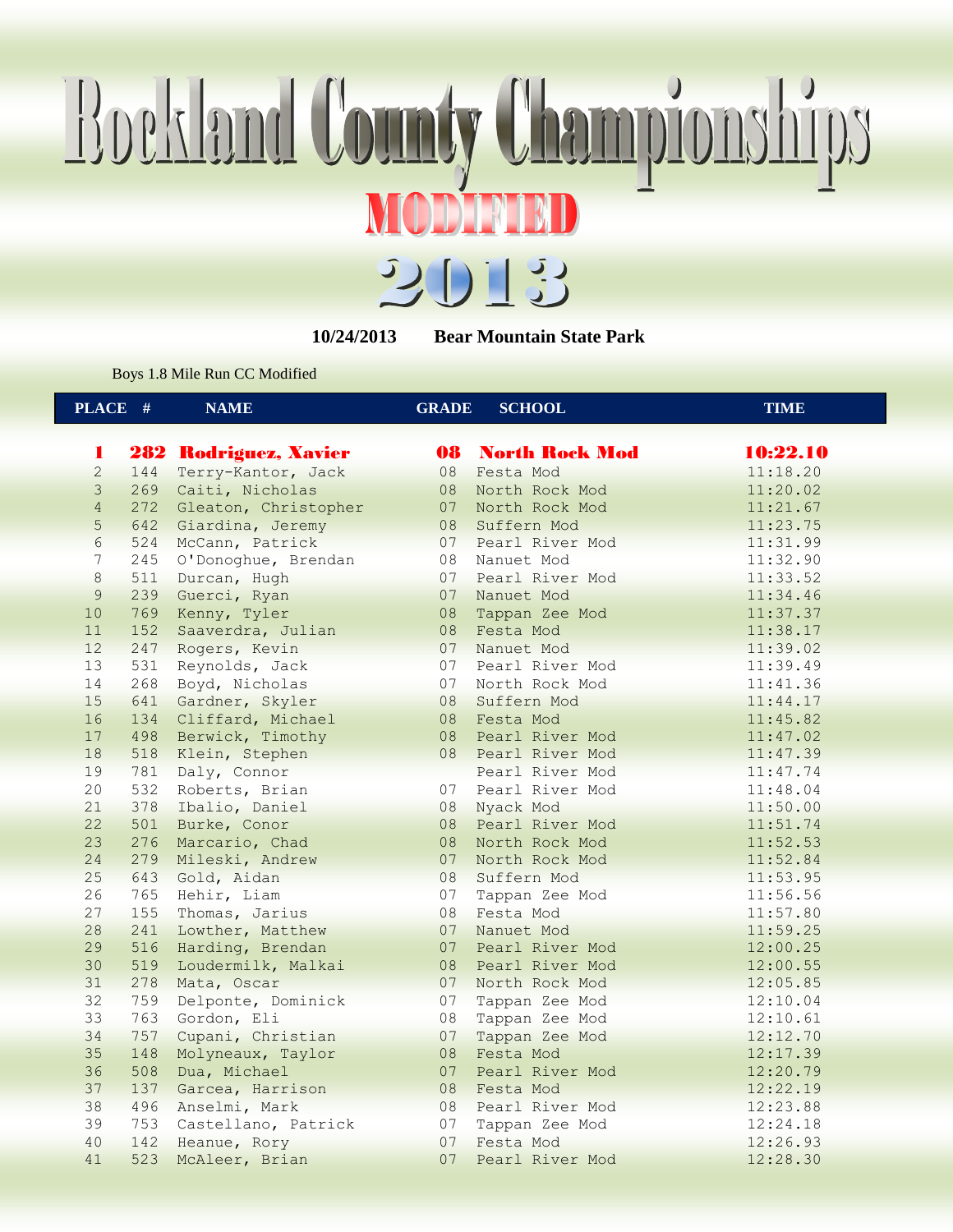# Rockland County Championships

## MODIFIED

## 2013

**10/24/2013** **Bear Mountain State Park**

Boys 1.8 Mile Run CC Modified

| PLACE | # | NAME | GRADE | SCHOOL | TIME |
|---|---|---|---|---|---|
| **1** | **282** | **Rodriguez, Xavier** | **08** | **North Rock Mod** | **10:22.10** |
| 2 | 144 | Terry-Kantor, Jack | 08 | Festa Mod | 11:18.20 |
| 3 | 269 | Caiti, Nicholas | 08 | North Rock Mod | 11:20.02 |
| 4 | 272 | Gleaton, Christopher | 07 | North Rock Mod | 11:21.67 |
| 5 | 642 | Giardina, Jeremy | 08 | Suffern Mod | 11:23.75 |
| 6 | 524 | McCann, Patrick | 07 | Pearl River Mod | 11:31.99 |
| 7 | 245 | O'Donoghue, Brendan | 08 | Nanuet Mod | 11:32.90 |
| 8 | 511 | Durcan, Hugh | 07 | Pearl River Mod | 11:33.52 |
| 9 | 239 | Guerci, Ryan | 07 | Nanuet Mod | 11:34.46 |
| 10 | 769 | Kenny, Tyler | 08 | Tappan Zee Mod | 11:37.37 |
| 11 | 152 | Saaverdra, Julian | 08 | Festa Mod | 11:38.17 |
| 12 | 247 | Rogers, Kevin | 07 | Nanuet Mod | 11:39.02 |
| 13 | 531 | Reynolds, Jack | 07 | Pearl River Mod | 11:39.49 |
| 14 | 268 | Boyd, Nicholas | 07 | North Rock Mod | 11:41.36 |
| 15 | 641 | Gardner, Skyler | 08 | Suffern Mod | 11:44.17 |
| 16 | 134 | Cliffard, Michael | 08 | Festa Mod | 11:45.82 |
| 17 | 498 | Berwick, Timothy | 08 | Pearl River Mod | 11:47.02 |
| 18 | 518 | Klein, Stephen | 08 | Pearl River Mod | 11:47.39 |
| 19 | 781 | Daly, Connor | | Pearl River Mod | 11:47.74 |
| 20 | 532 | Roberts, Brian | 07 | Pearl River Mod | 11:48.04 |
| 21 | 378 | Ibalio, Daniel | 08 | Nyack Mod | 11:50.00 |
| 22 | 501 | Burke, Conor | 08 | Pearl River Mod | 11:51.74 |
| 23 | 276 | Marcario, Chad | 08 | North Rock Mod | 11:52.53 |
| 24 | 279 | Mileski, Andrew | 07 | North Rock Mod | 11:52.84 |
| 25 | 643 | Gold, Aidan | 08 | Suffern Mod | 11:53.95 |
| 26 | 765 | Hehir, Liam | 07 | Tappan Zee Mod | 11:56.56 |
| 27 | 155 | Thomas, Jarius | 08 | Festa Mod | 11:57.80 |
| 28 | 241 | Lowther, Matthew | 07 | Nanuet Mod | 11:59.25 |
| 29 | 516 | Harding, Brendan | 07 | Pearl River Mod | 12:00.25 |
| 30 | 519 | Loudermilk, Malkai | 08 | Pearl River Mod | 12:00.55 |
| 31 | 278 | Mata, Oscar | 07 | North Rock Mod | 12:05.85 |
| 32 | 759 | Delponte, Dominick | 07 | Tappan Zee Mod | 12:10.04 |
| 33 | 763 | Gordon, Eli | 08 | Tappan Zee Mod | 12:10.61 |
| 34 | 757 | Cupani, Christian | 07 | Tappan Zee Mod | 12:12.70 |
| 35 | 148 | Molyneaux, Taylor | 08 | Festa Mod | 12:17.39 |
| 36 | 508 | Dua, Michael | 07 | Pearl River Mod | 12:20.79 |
| 37 | 137 | Garcea, Harrison | 08 | Festa Mod | 12:22.19 |
| 38 | 496 | Anselmi, Mark | 08 | Pearl River Mod | 12:23.88 |
| 39 | 753 | Castellano, Patrick | 07 | Tappan Zee Mod | 12:24.18 |
| 40 | 142 | Heanue, Rory | 07 | Festa Mod | 12:26.93 |
| 41 | 523 | McAleer, Brian | 07 | Pearl River Mod | 12:28.30 |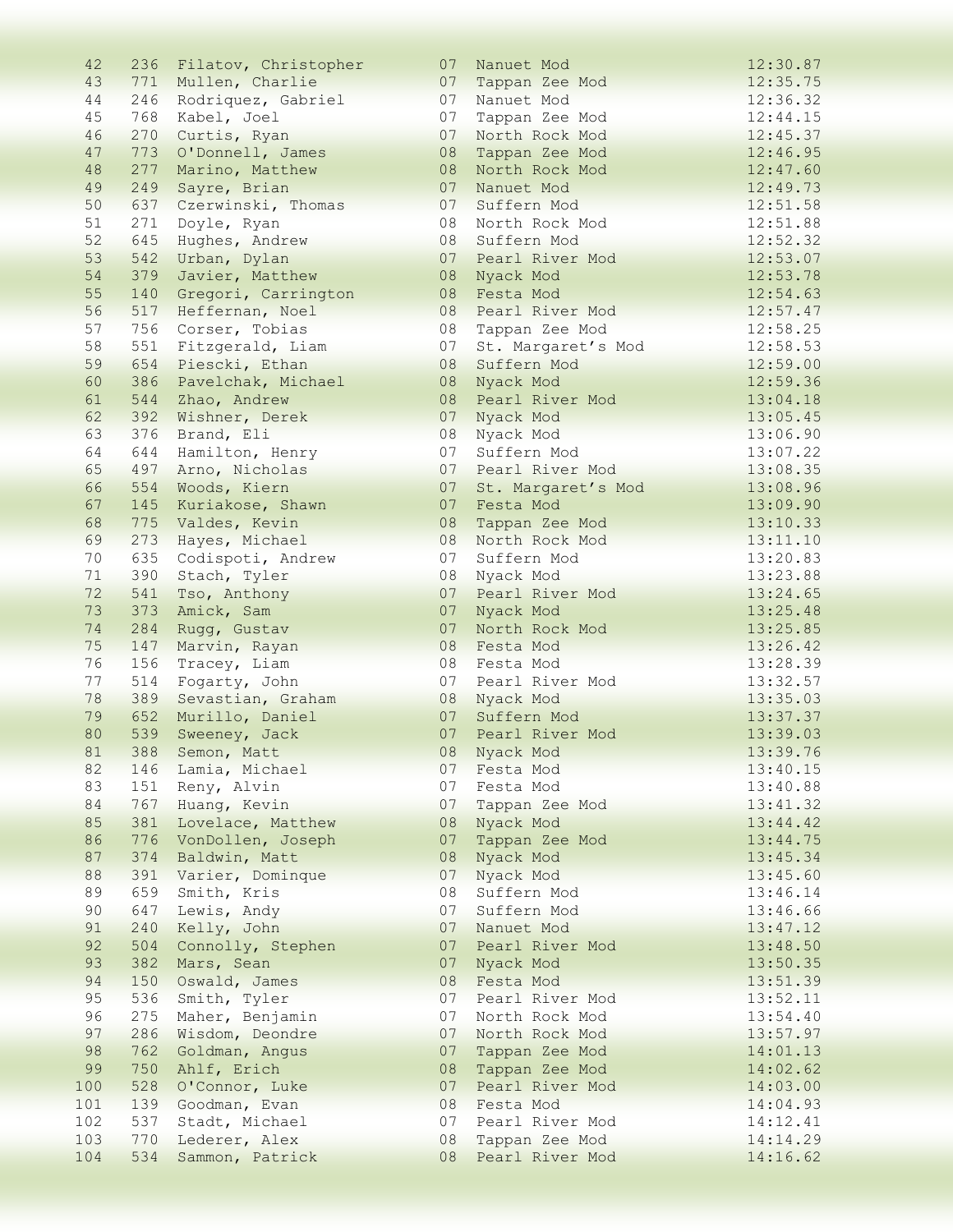| | | | | | |
|---|---|---|---|---|---|
| 42 | 236 | Filatov, Christopher | 07 | Nanuet Mod | 12:30.87 |
| 43 | 771 | Mullen, Charlie | 07 | Tappan Zee Mod | 12:35.75 |
| 44 | 246 | Rodriquez, Gabriel | 07 | Nanuet Mod | 12:36.32 |
| 45 | 768 | Kabel, Joel | 07 | Tappan Zee Mod | 12:44.15 |
| 46 | 270 | Curtis, Ryan | 07 | North Rock Mod | 12:45.37 |
| 47 | 773 | O'Donnell, James | 08 | Tappan Zee Mod | 12:46.95 |
| 48 | 277 | Marino, Matthew | 08 | North Rock Mod | 12:47.60 |
| 49 | 249 | Sayre, Brian | 07 | Nanuet Mod | 12:49.73 |
| 50 | 637 | Czerwinski, Thomas | 07 | Suffern Mod | 12:51.58 |
| 51 | 271 | Doyle, Ryan | 08 | North Rock Mod | 12:51.88 |
| 52 | 645 | Hughes, Andrew | 08 | Suffern Mod | 12:52.32 |
| 53 | 542 | Urban, Dylan | 07 | Pearl River Mod | 12:53.07 |
| 54 | 379 | Javier, Matthew | 08 | Nyack Mod | 12:53.78 |
| 55 | 140 | Gregori, Carrington | 08 | Festa Mod | 12:54.63 |
| 56 | 517 | Heffernan, Noel | 08 | Pearl River Mod | 12:57.47 |
| 57 | 756 | Corser, Tobias | 08 | Tappan Zee Mod | 12:58.25 |
| 58 | 551 | Fitzgerald, Liam | 07 | St. Margaret's Mod | 12:58.53 |
| 59 | 654 | Piescki, Ethan | 08 | Suffern Mod | 12:59.00 |
| 60 | 386 | Pavelchak, Michael | 08 | Nyack Mod | 12:59.36 |
| 61 | 544 | Zhao, Andrew | 08 | Pearl River Mod | 13:04.18 |
| 62 | 392 | Wishner, Derek | 07 | Nyack Mod | 13:05.45 |
| 63 | 376 | Brand, Eli | 08 | Nyack Mod | 13:06.90 |
| 64 | 644 | Hamilton, Henry | 07 | Suffern Mod | 13:07.22 |
| 65 | 497 | Arno, Nicholas | 07 | Pearl River Mod | 13:08.35 |
| 66 | 554 | Woods, Kiern | 07 | St. Margaret's Mod | 13:08.96 |
| 67 | 145 | Kuriakose, Shawn | 07 | Festa Mod | 13:09.90 |
| 68 | 775 | Valdes, Kevin | 08 | Tappan Zee Mod | 13:10.33 |
| 69 | 273 | Hayes, Michael | 08 | North Rock Mod | 13:11.10 |
| 70 | 635 | Codispoti, Andrew | 07 | Suffern Mod | 13:20.83 |
| 71 | 390 | Stach, Tyler | 08 | Nyack Mod | 13:23.88 |
| 72 | 541 | Tso, Anthony | 07 | Pearl River Mod | 13:24.65 |
| 73 | 373 | Amick, Sam | 07 | Nyack Mod | 13:25.48 |
| 74 | 284 | Rugg, Gustav | 07 | North Rock Mod | 13:25.85 |
| 75 | 147 | Marvin, Rayan | 08 | Festa Mod | 13:26.42 |
| 76 | 156 | Tracey, Liam | 08 | Festa Mod | 13:28.39 |
| 77 | 514 | Fogarty, John | 07 | Pearl River Mod | 13:32.57 |
| 78 | 389 | Sevastian, Graham | 08 | Nyack Mod | 13:35.03 |
| 79 | 652 | Murillo, Daniel | 07 | Suffern Mod | 13:37.37 |
| 80 | 539 | Sweeney, Jack | 07 | Pearl River Mod | 13:39.03 |
| 81 | 388 | Semon, Matt | 08 | Nyack Mod | 13:39.76 |
| 82 | 146 | Lamia, Michael | 07 | Festa Mod | 13:40.15 |
| 83 | 151 | Reny, Alvin | 07 | Festa Mod | 13:40.88 |
| 84 | 767 | Huang, Kevin | 07 | Tappan Zee Mod | 13:41.32 |
| 85 | 381 | Lovelace, Matthew | 08 | Nyack Mod | 13:44.42 |
| 86 | 776 | VonDollen, Joseph | 07 | Tappan Zee Mod | 13:44.75 |
| 87 | 374 | Baldwin, Matt | 08 | Nyack Mod | 13:45.34 |
| 88 | 391 | Varier, Dominque | 07 | Nyack Mod | 13:45.60 |
| 89 | 659 | Smith, Kris | 08 | Suffern Mod | 13:46.14 |
| 90 | 647 | Lewis, Andy | 07 | Suffern Mod | 13:46.66 |
| 91 | 240 | Kelly, John | 07 | Nanuet Mod | 13:47.12 |
| 92 | 504 | Connolly, Stephen | 07 | Pearl River Mod | 13:48.50 |
| 93 | 382 | Mars, Sean | 07 | Nyack Mod | 13:50.35 |
| 94 | 150 | Oswald, James | 08 | Festa Mod | 13:51.39 |
| 95 | 536 | Smith, Tyler | 07 | Pearl River Mod | 13:52.11 |
| 96 | 275 | Maher, Benjamin | 07 | North Rock Mod | 13:54.40 |
| 97 | 286 | Wisdom, Deondre | 07 | North Rock Mod | 13:57.97 |
| 98 | 762 | Goldman, Angus | 07 | Tappan Zee Mod | 14:01.13 |
| 99 | 750 | Ahlf, Erich | 08 | Tappan Zee Mod | 14:02.62 |
| 100 | 528 | O'Connor, Luke | 07 | Pearl River Mod | 14:03.00 |
| 101 | 139 | Goodman, Evan | 08 | Festa Mod | 14:04.93 |
| 102 | 537 | Stadt, Michael | 07 | Pearl River Mod | 14:12.41 |
| 103 | 770 | Lederer, Alex | 08 | Tappan Zee Mod | 14:14.29 |
| 104 | 534 | Sammon, Patrick | 08 | Pearl River Mod | 14:16.62 |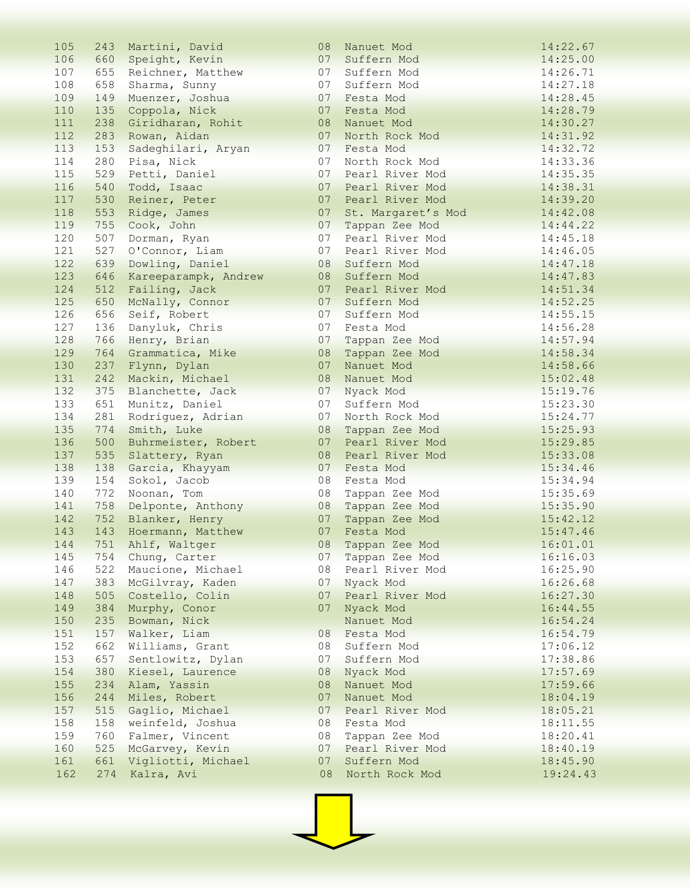| | | | | | |
|---|---|---|---|---|---|
| 105 | 243 | Martini, David | 08 | Nanuet Mod | 14:22.67 |
| 106 | 660 | Speight, Kevin | 07 | Suffern Mod | 14:25.00 |
| 107 | 655 | Reichner, Matthew | 07 | Suffern Mod | 14:26.71 |
| 108 | 658 | Sharma, Sunny | 07 | Suffern Mod | 14:27.18 |
| 109 | 149 | Muenzer, Joshua | 07 | Festa Mod | 14:28.45 |
| 110 | 135 | Coppola, Nick | 07 | Festa Mod | 14:28.79 |
| 111 | 238 | Giridharan, Rohit | 08 | Nanuet Mod | 14:30.27 |
| 112 | 283 | Rowan, Aidan | 07 | North Rock Mod | 14:31.92 |
| 113 | 153 | Sadeghilari, Aryan | 07 | Festa Mod | 14:32.72 |
| 114 | 280 | Pisa, Nick | 07 | North Rock Mod | 14:33.36 |
| 115 | 529 | Petti, Daniel | 07 | Pearl River Mod | 14:35.35 |
| 116 | 540 | Todd, Isaac | 07 | Pearl River Mod | 14:38.31 |
| 117 | 530 | Reiner, Peter | 07 | Pearl River Mod | 14:39.20 |
| 118 | 553 | Ridge, James | 07 | St. Margaret's Mod | 14:42.08 |
| 119 | 755 | Cook, John | 07 | Tappan Zee Mod | 14:44.22 |
| 120 | 507 | Dorman, Ryan | 07 | Pearl River Mod | 14:45.18 |
| 121 | 527 | O'Connor, Liam | 07 | Pearl River Mod | 14:46.05 |
| 122 | 639 | Dowling, Daniel | 08 | Suffern Mod | 14:47.18 |
| 123 | 646 | Kareeparampk, Andrew | 08 | Suffern Mod | 14:47.83 |
| 124 | 512 | Failing, Jack | 07 | Pearl River Mod | 14:51.34 |
| 125 | 650 | McNally, Connor | 07 | Suffern Mod | 14:52.25 |
| 126 | 656 | Seif, Robert | 07 | Suffern Mod | 14:55.15 |
| 127 | 136 | Danyluk, Chris | 07 | Festa Mod | 14:56.28 |
| 128 | 766 | Henry, Brian | 07 | Tappan Zee Mod | 14:57.94 |
| 129 | 764 | Grammatica, Mike | 08 | Tappan Zee Mod | 14:58.34 |
| 130 | 237 | Flynn, Dylan | 07 | Nanuet Mod | 14:58.66 |
| 131 | 242 | Mackin, Michael | 08 | Nanuet Mod | 15:02.48 |
| 132 | 375 | Blanchette, Jack | 07 | Nyack Mod | 15:19.76 |
| 133 | 651 | Munitz, Daniel | 07 | Suffern Mod | 15:23.30 |
| 134 | 281 | Rodriguez, Adrian | 07 | North Rock Mod | 15:24.77 |
| 135 | 774 | Smith, Luke | 08 | Tappan Zee Mod | 15:25.93 |
| 136 | 500 | Buhrmeister, Robert | 07 | Pearl River Mod | 15:29.85 |
| 137 | 535 | Slattery, Ryan | 08 | Pearl River Mod | 15:33.08 |
| 138 | 138 | Garcia, Khayyam | 07 | Festa Mod | 15:34.46 |
| 139 | 154 | Sokol, Jacob | 08 | Festa Mod | 15:34.94 |
| 140 | 772 | Noonan, Tom | 08 | Tappan Zee Mod | 15:35.69 |
| 141 | 758 | Delponte, Anthony | 08 | Tappan Zee Mod | 15:35.90 |
| 142 | 752 | Blanker, Henry | 07 | Tappan Zee Mod | 15:42.12 |
| 143 | 143 | Hoermann, Matthew | 07 | Festa Mod | 15:47.46 |
| 144 | 751 | Ahlf, Waltger | 08 | Tappan Zee Mod | 16:01.01 |
| 145 | 754 | Chung, Carter | 07 | Tappan Zee Mod | 16:16.03 |
| 146 | 522 | Maucione, Michael | 08 | Pearl River Mod | 16:25.90 |
| 147 | 383 | McGilvray, Kaden | 07 | Nyack Mod | 16:26.68 |
| 148 | 505 | Costello, Colin | 07 | Pearl River Mod | 16:27.30 |
| 149 | 384 | Murphy, Conor | 07 | Nyack Mod | 16:44.55 |
| 150 | 235 | Bowman, Nick | | Nanuet Mod | 16:54.24 |
| 151 | 157 | Walker, Liam | 08 | Festa Mod | 16:54.79 |
| 152 | 662 | Williams, Grant | 08 | Suffern Mod | 17:06.12 |
| 153 | 657 | Sentlowitz, Dylan | 07 | Suffern Mod | 17:38.86 |
| 154 | 380 | Kiesel, Laurence | 08 | Nyack Mod | 17:57.69 |
| 155 | 234 | Alam, Yassin | 08 | Nanuet Mod | 17:59.66 |
| 156 | 244 | Miles, Robert | 07 | Nanuet Mod | 18:04.19 |
| 157 | 515 | Gaglio, Michael | 07 | Pearl River Mod | 18:05.21 |
| 158 | 158 | weinfeld, Joshua | 08 | Festa Mod | 18:11.55 |
| 159 | 760 | Falmer, Vincent | 08 | Tappan Zee Mod | 18:20.41 |
| 160 | 525 | McGarvey, Kevin | 07 | Pearl River Mod | 18:40.19 |
| 161 | 661 | Vigliotti, Michael | 07 | Suffern Mod | 18:45.90 |
| 162 | 274 | Kalra, Avi | 08 | North Rock Mod | 19:24.43 |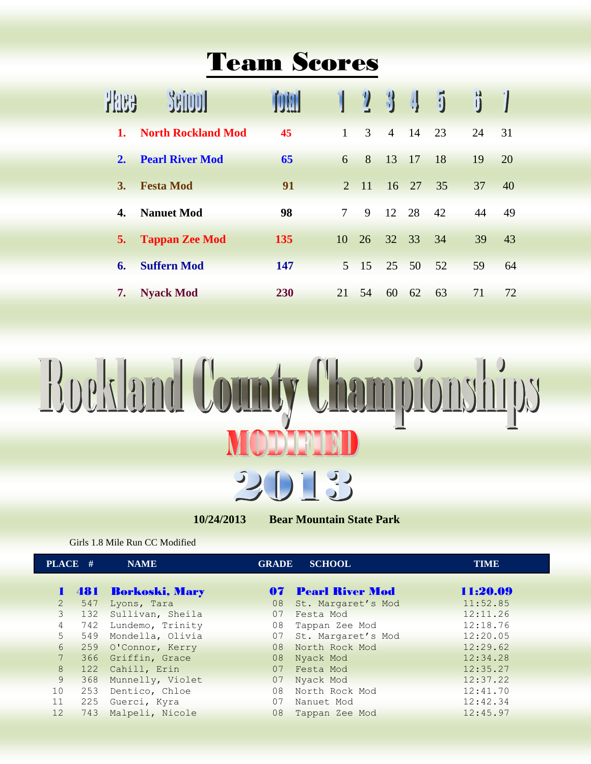# Team Scores

| Place | School | Total | 1 | 2 | 3 | 4 | 5 | 6 | 7 |
|---|---|---|---|---|---|---|---|---|---|
| 1. | North Rockland Mod | 45 | 1 | 3 | 4 | 14 | 23 | 24 | 31 |
| 2. | Pearl River Mod | 65 | 6 | 8 | 13 | 17 | 18 | 19 | 20 |
| 3. | Festa Mod | 91 | 2 | 11 | 16 | 27 | 35 | 37 | 40 |
| 4. | Nanuet Mod | 98 | 7 | 9 | 12 | 28 | 42 | 44 | 49 |
| 5. | Tappan Zee Mod | 135 | 10 | 26 | 32 | 33 | 34 | 39 | 43 |
| 6. | Suffern Mod | 147 | 5 | 15 | 25 | 50 | 52 | 59 | 64 |
| 7. | Nyack Mod | 230 | 21 | 54 | 60 | 62 | 63 | 71 | 72 |

# Rockland County Championships

## MODIFIED

## 2013

**10/24/2013 Bear Mountain State Park**

Girls 1.8 Mile Run CC Modified

| PLACE | # | NAME | GRADE | SCHOOL | TIME |
|---|---|---|---|---|---|
| **1** | **481** | **Borkoski, Mary** | **07** | **Pearl River Mod** | **11:20.09** |
| 2 | 547 | Lyons, Tara | 08 | St. Margaret's Mod | 11:52.85 |
| 3 | 132 | Sullivan, Sheila | 07 | Festa Mod | 12:11.26 |
| 4 | 742 | Lundemo, Trinity | 08 | Tappan Zee Mod | 12:18.76 |
| 5 | 549 | Mondella, Olivia | 07 | St. Margaret's Mod | 12:20.05 |
| 6 | 259 | O'Connor, Kerry | 08 | North Rock Mod | 12:29.62 |
| 7 | 366 | Griffin, Grace | 08 | Nyack Mod | 12:34.28 |
| 8 | 122 | Cahill, Erin | 07 | Festa Mod | 12:35.27 |
| 9 | 368 | Munnelly, Violet | 07 | Nyack Mod | 12:37.22 |
| 10 | 253 | Dentico, Chloe | 08 | North Rock Mod | 12:41.70 |
| 11 | 225 | Guerci, Kyra | 07 | Nanuet Mod | 12:42.34 |
| 12 | 743 | Malpeli, Nicole | 08 | Tappan Zee Mod | 12:45.97 |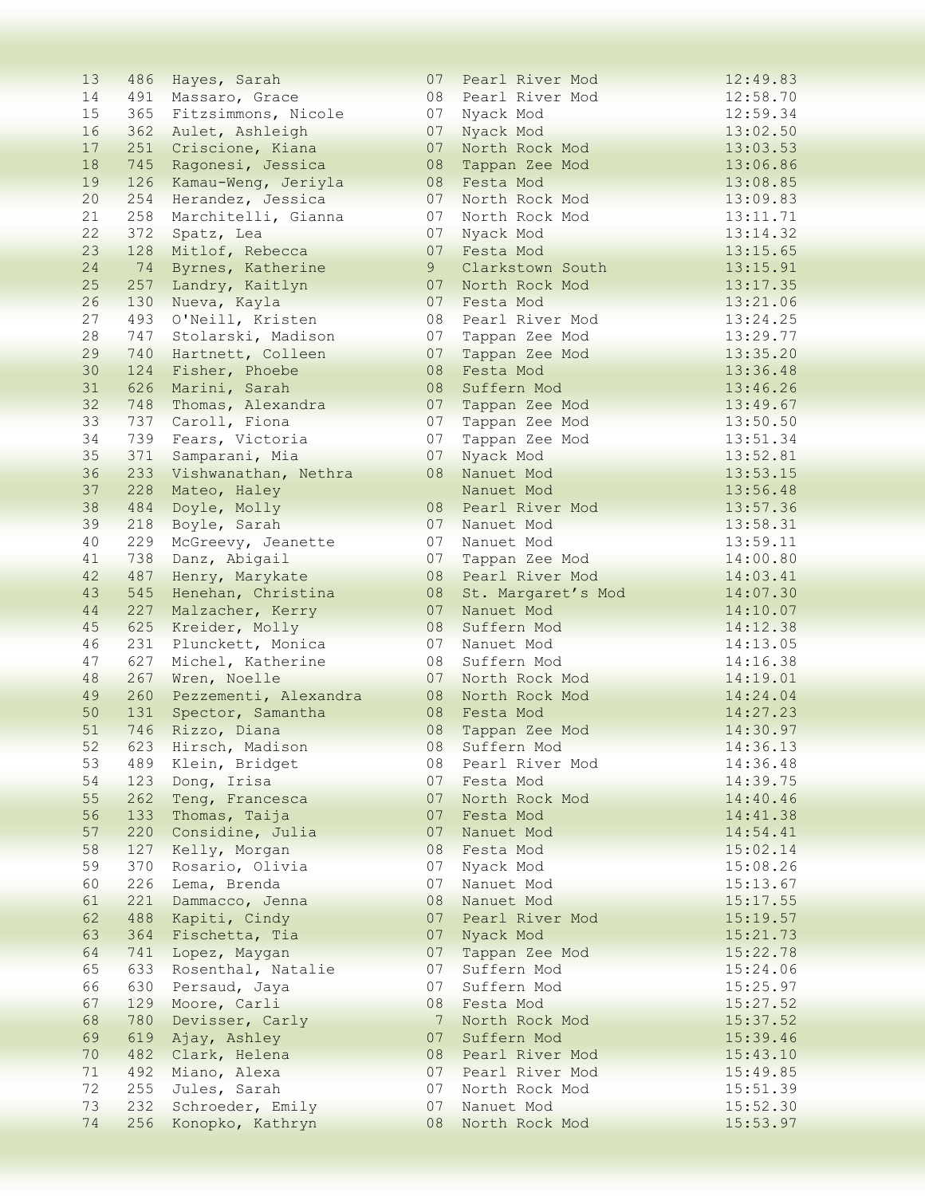| | | | | | |
|---|---|---|---|---|---|
| 13 | 486 | Hayes, Sarah | 07 | Pearl River Mod | 12:49.83 |
| 14 | 491 | Massaro, Grace | 08 | Pearl River Mod | 12:58.70 |
| 15 | 365 | Fitzsimmons, Nicole | 07 | Nyack Mod | 12:59.34 |
| 16 | 362 | Aulet, Ashleigh | 07 | Nyack Mod | 13:02.50 |
| 17 | 251 | Criscione, Kiana | 07 | North Rock Mod | 13:03.53 |
| 18 | 745 | Ragonesi, Jessica | 08 | Tappan Zee Mod | 13:06.86 |
| 19 | 126 | Kamau-Weng, Jeriyla | 08 | Festa Mod | 13:08.85 |
| 20 | 254 | Herandez, Jessica | 07 | North Rock Mod | 13:09.83 |
| 21 | 258 | Marchitelli, Gianna | 07 | North Rock Mod | 13:11.71 |
| 22 | 372 | Spatz, Lea | 07 | Nyack Mod | 13:14.32 |
| 23 | 128 | Mitlof, Rebecca | 07 | Festa Mod | 13:15.65 |
| 24 | 74 | Byrnes, Katherine | 9 | Clarkstown South | 13:15.91 |
| 25 | 257 | Landry, Kaitlyn | 07 | North Rock Mod | 13:17.35 |
| 26 | 130 | Nueva, Kayla | 07 | Festa Mod | 13:21.06 |
| 27 | 493 | O'Neill, Kristen | 08 | Pearl River Mod | 13:24.25 |
| 28 | 747 | Stolarski, Madison | 07 | Tappan Zee Mod | 13:29.77 |
| 29 | 740 | Hartnett, Colleen | 07 | Tappan Zee Mod | 13:35.20 |
| 30 | 124 | Fisher, Phoebe | 08 | Festa Mod | 13:36.48 |
| 31 | 626 | Marini, Sarah | 08 | Suffern Mod | 13:46.26 |
| 32 | 748 | Thomas, Alexandra | 07 | Tappan Zee Mod | 13:49.67 |
| 33 | 737 | Caroll, Fiona | 07 | Tappan Zee Mod | 13:50.50 |
| 34 | 739 | Fears, Victoria | 07 | Tappan Zee Mod | 13:51.34 |
| 35 | 371 | Samparani, Mia | 07 | Nyack Mod | 13:52.81 |
| 36 | 233 | Vishwanathan, Nethra | 08 | Nanuet Mod | 13:53.15 |
| 37 | 228 | Mateo, Haley | | Nanuet Mod | 13:56.48 |
| 38 | 484 | Doyle, Molly | 08 | Pearl River Mod | 13:57.36 |
| 39 | 218 | Boyle, Sarah | 07 | Nanuet Mod | 13:58.31 |
| 40 | 229 | McGreevy, Jeanette | 07 | Nanuet Mod | 13:59.11 |
| 41 | 738 | Danz, Abigail | 07 | Tappan Zee Mod | 14:00.80 |
| 42 | 487 | Henry, Marykate | 08 | Pearl River Mod | 14:03.41 |
| 43 | 545 | Henehan, Christina | 08 | St. Margaret's Mod | 14:07.30 |
| 44 | 227 | Malzacher, Kerry | 07 | Nanuet Mod | 14:10.07 |
| 45 | 625 | Kreider, Molly | 08 | Suffern Mod | 14:12.38 |
| 46 | 231 | Plunckett, Monica | 07 | Nanuet Mod | 14:13.05 |
| 47 | 627 | Michel, Katherine | 08 | Suffern Mod | 14:16.38 |
| 48 | 267 | Wren, Noelle | 07 | North Rock Mod | 14:19.01 |
| 49 | 260 | Pezzementi, Alexandra | 08 | North Rock Mod | 14:24.04 |
| 50 | 131 | Spector, Samantha | 08 | Festa Mod | 14:27.23 |
| 51 | 746 | Rizzo, Diana | 08 | Tappan Zee Mod | 14:30.97 |
| 52 | 623 | Hirsch, Madison | 08 | Suffern Mod | 14:36.13 |
| 53 | 489 | Klein, Bridget | 08 | Pearl River Mod | 14:36.48 |
| 54 | 123 | Dong, Irisa | 07 | Festa Mod | 14:39.75 |
| 55 | 262 | Teng, Francesca | 07 | North Rock Mod | 14:40.46 |
| 56 | 133 | Thomas, Taija | 07 | Festa Mod | 14:41.38 |
| 57 | 220 | Considine, Julia | 07 | Nanuet Mod | 14:54.41 |
| 58 | 127 | Kelly, Morgan | 08 | Festa Mod | 15:02.14 |
| 59 | 370 | Rosario, Olivia | 07 | Nyack Mod | 15:08.26 |
| 60 | 226 | Lema, Brenda | 07 | Nanuet Mod | 15:13.67 |
| 61 | 221 | Dammacco, Jenna | 08 | Nanuet Mod | 15:17.55 |
| 62 | 488 | Kapiti, Cindy | 07 | Pearl River Mod | 15:19.57 |
| 63 | 364 | Fischetta, Tia | 07 | Nyack Mod | 15:21.73 |
| 64 | 741 | Lopez, Maygan | 07 | Tappan Zee Mod | 15:22.78 |
| 65 | 633 | Rosenthal, Natalie | 07 | Suffern Mod | 15:24.06 |
| 66 | 630 | Persaud, Jaya | 07 | Suffern Mod | 15:25.97 |
| 67 | 129 | Moore, Carli | 08 | Festa Mod | 15:27.52 |
| 68 | 780 | Devisser, Carly | 7 | North Rock Mod | 15:37.52 |
| 69 | 619 | Ajay, Ashley | 07 | Suffern Mod | 15:39.46 |
| 70 | 482 | Clark, Helena | 08 | Pearl River Mod | 15:43.10 |
| 71 | 492 | Miano, Alexa | 07 | Pearl River Mod | 15:49.85 |
| 72 | 255 | Jules, Sarah | 07 | North Rock Mod | 15:51.39 |
| 73 | 232 | Schroeder, Emily | 07 | Nanuet Mod | 15:52.30 |
| 74 | 256 | Konopko, Kathryn | 08 | North Rock Mod | 15:53.97 |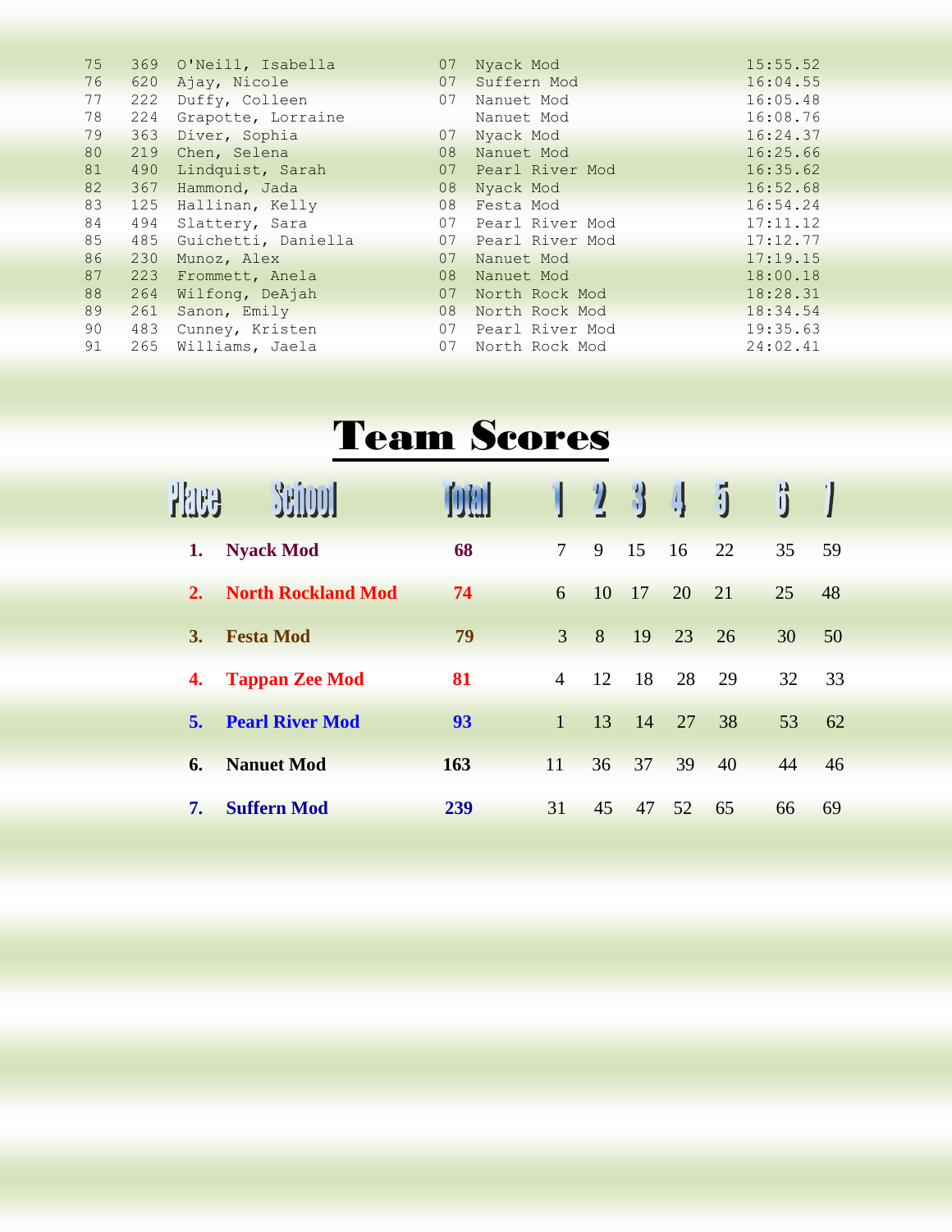| | | | | | |
|---|---|---|---|---|---|
| 75 | 369 | O'Neill, Isabella | 07 | Nyack Mod | 15:55.52 |
| 76 | 620 | Ajay, Nicole | 07 | Suffern Mod | 16:04.55 |
| 77 | 222 | Duffy, Colleen | 07 | Nanuet Mod | 16:05.48 |
| 78 | 224 | Grapotte, Lorraine | | Nanuet Mod | 16:08.76 |
| 79 | 363 | Diver, Sophia | 07 | Nyack Mod | 16:24.37 |
| 80 | 219 | Chen, Selena | 08 | Nanuet Mod | 16:25.66 |
| 81 | 490 | Lindquist, Sarah | 07 | Pearl River Mod | 16:35.62 |
| 82 | 367 | Hammond, Jada | 08 | Nyack Mod | 16:52.68 |
| 83 | 125 | Hallinan, Kelly | 08 | Festa Mod | 16:54.24 |
| 84 | 494 | Slattery, Sara | 07 | Pearl River Mod | 17:11.12 |
| 85 | 485 | Guichetti, Daniella | 07 | Pearl River Mod | 17:12.77 |
| 86 | 230 | Munoz, Alex | 07 | Nanuet Mod | 17:19.15 |
| 87 | 223 | Frommett, Anela | 08 | Nanuet Mod | 18:00.18 |
| 88 | 264 | Wilfong, DeAjah | 07 | North Rock Mod | 18:28.31 |
| 89 | 261 | Sanon, Emily | 08 | North Rock Mod | 18:34.54 |
| 90 | 483 | Cunney, Kristen | 07 | Pearl River Mod | 19:35.63 |
| 91 | 265 | Williams, Jaela | 07 | North Rock Mod | 24:02.41 |

# Team Scores

| Place | School | Total | 1 | 2 | 3 | 4 | 5 | 6 | 7 |
|---|---|---|---|---|---|---|---|---|---|
| 1. | Nyack Mod | 68 | 7 | 9 | 15 | 16 | 22 | 35 | 59 |
| 2. | North Rockland Mod | 74 | 6 | 10 | 17 | 20 | 21 | 25 | 48 |
| 3. | Festa Mod | 79 | 3 | 8 | 19 | 23 | 26 | 30 | 50 |
| 4. | Tappan Zee Mod | 81 | 4 | 12 | 18 | 28 | 29 | 32 | 33 |
| 5. | Pearl River Mod | 93 | 1 | 13 | 14 | 27 | 38 | 53 | 62 |
| 6. | Nanuet Mod | 163 | 11 | 36 | 37 | 39 | 40 | 44 | 46 |
| 7. | Suffern Mod | 239 | 31 | 45 | 47 | 52 | 65 | 66 | 69 |